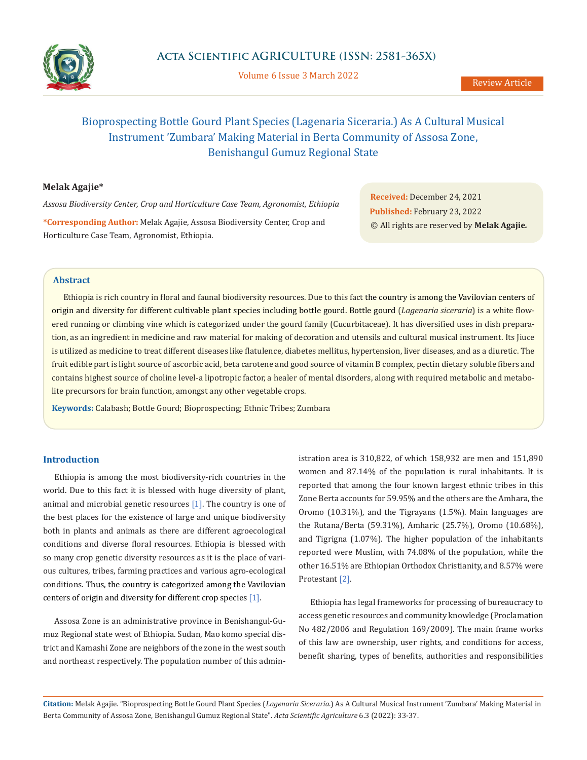# Bioprospecting Bottle Gourd Plant Species (Lagenaria Siceraria.) As A Cultural Musical Instrument 'Zumbara' Making Material in Berta Community of Assosa Zone, Benishangul Gumuz Regional State

**Melak Agajie***

*Assosa Biodiversity Center, Crop and Horticulture Case Team, Agronomist, Ethiopia*

***Corresponding Author:** Melak Agajie, Assosa Biodiversity Center, Crop and Horticulture Case Team, Agronomist, Ethiopia.

**Received:** December 24, 2021
**Published:** February 23, 2022
© All rights are reserved by **Melak Agajie.**

## Abstract

Ethiopia is rich country in floral and faunal biodiversity resources. Due to this fact the country is among the Vavilovian centers of origin and diversity for different cultivable plant species including bottle gourd. Bottle gourd (*Lagenaria siceraria*) is a white flowered running or climbing vine which is categorized under the gourd family (Cucurbitaceae). It has diversified uses in dish preparation, as an ingredient in medicine and raw material for making of decoration and utensils and cultural musical instrument. Its Jiuce is utilized as medicine to treat different diseases like flatulence, diabetes mellitus, hypertension, liver diseases, and as a diuretic. The fruit edible part is light source of ascorbic acid, beta carotene and good source of vitamin B complex, pectin dietary soluble fibers and contains highest source of choline level-a lipotropic factor, a healer of mental disorders, along with required metabolic and metabolite precursors for brain function, amongst any other vegetable crops.

**Keywords:** Calabash; Bottle Gourd; Bioprospecting; Ethnic Tribes; Zumbara

## Introduction

Ethiopia is among the most biodiversity-rich countries in the world. Due to this fact it is blessed with huge diversity of plant, animal and microbial genetic resources [1]. The country is one of the best places for the existence of large and unique biodiversity both in plants and animals as there are different agroecological conditions and diverse floral resources. Ethiopia is blessed with so many crop genetic diversity resources as it is the place of various cultures, tribes, farming practices and various agro-ecological conditions. Thus, the country is categorized among the Vavilovian centers of origin and diversity for different crop species [1].

Assosa Zone is an administrative province in Benishangul-Gumuz Regional state west of Ethiopia. Sudan, Mao komo special district and Kamashi Zone are neighbors of the zone in the west south and northeast respectively. The population number of this administration area is 310,822, of which 158,932 are men and 151,890 women and 87.14% of the population is rural inhabitants. It is reported that among the four known largest ethnic tribes in this Zone Berta accounts for 59.95% and the others are the Amhara, the Oromo (10.31%), and the Tigrayans (1.5%). Main languages are the Rutana/Berta (59.31%), Amharic (25.7%), Oromo (10.68%), and Tigrigna (1.07%). The higher population of the inhabitants reported were Muslim, with 74.08% of the population, while the other 16.51% are Ethiopian Orthodox Christianity, and 8.57% were Protestant [2].

Ethiopia has legal frameworks for processing of bureaucracy to access genetic resources and community knowledge (Proclamation No 482/2006 and Regulation 169/2009). The main frame works of this law are ownership, user rights, and conditions for access, benefit sharing, types of benefits, authorities and responsibilities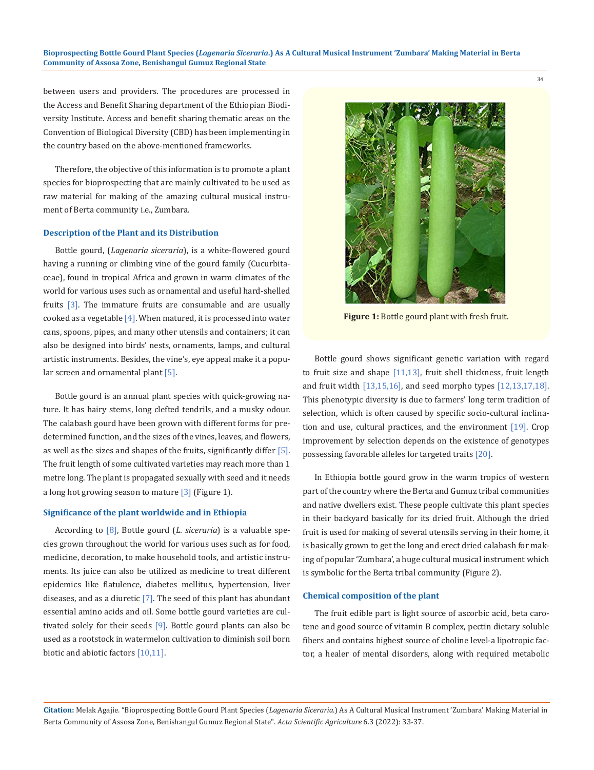between users and providers. The procedures are processed in the Access and Benefit Sharing department of the Ethiopian Biodiversity Institute. Access and benefit sharing thematic areas on the Convention of Biological Diversity (CBD) has been implementing in the country based on the above-mentioned frameworks.

Therefore, the objective of this information is to promote a plant species for bioprospecting that are mainly cultivated to be used as raw material for making of the amazing cultural musical instrument of Berta community i.e., Zumbara.

### Description of the Plant and its Distribution

Bottle gourd, (*Lagenaria siceraria*), is a white-flowered gourd having a running or climbing vine of the gourd family (Cucurbitaceae), found in tropical Africa and grown in warm climates of the world for various uses such as ornamental and useful hard-shelled fruits [3]. The immature fruits are consumable and are usually cooked as a vegetable [4]. When matured, it is processed into water cans, spoons, pipes, and many other utensils and containers; it can also be designed into birds' nests, ornaments, lamps, and cultural artistic instruments. Besides, the vine's, eye appeal make it a popular screen and ornamental plant [5].

Bottle gourd is an annual plant species with quick-growing nature. It has hairy stems, long clefted tendrils, and a musky odour. The calabash gourd have been grown with different forms for predetermined function, and the sizes of the vines, leaves, and flowers, as well as the sizes and shapes of the fruits, significantly differ [5]. The fruit length of some cultivated varieties may reach more than 1 metre long. The plant is propagated sexually with seed and it needs a long hot growing season to mature [3] (Figure 1).

### Significance of the plant worldwide and in Ethiopia

According to [8], Bottle gourd (*L. siceraria*) is a valuable species grown throughout the world for various uses such as for food, medicine, decoration, to make household tools, and artistic instruments. Its juice can also be utilized as medicine to treat different epidemics like flatulence, diabetes mellitus, hypertension, liver diseases, and as a diuretic [7]. The seed of this plant has abundant essential amino acids and oil. Some bottle gourd varieties are cultivated solely for their seeds [9]. Bottle gourd plants can also be used as a rootstock in watermelon cultivation to diminish soil born biotic and abiotic factors [10,11].

**Figure 1:** Bottle gourd plant with fresh fruit.

Bottle gourd shows significant genetic variation with regard to fruit size and shape [11,13], fruit shell thickness, fruit length and fruit width [13,15,16], and seed morpho types [12,13,17,18]. This phenotypic diversity is due to farmers' long term tradition of selection, which is often caused by specific socio-cultural inclination and use, cultural practices, and the environment [19]. Crop improvement by selection depends on the existence of genotypes possessing favorable alleles for targeted traits [20].

In Ethiopia bottle gourd grow in the warm tropics of western part of the country where the Berta and Gumuz tribal communities and native dwellers exist. These people cultivate this plant species in their backyard basically for its dried fruit. Although the dried fruit is used for making of several utensils serving in their home, it is basically grown to get the long and erect dried calabash for making of popular 'Zumbara', a huge cultural musical instrument which is symbolic for the Berta tribal community (Figure 2).

### Chemical composition of the plant

The fruit edible part is light source of ascorbic acid, beta carotene and good source of vitamin B complex, pectin dietary soluble fibers and contains highest source of choline level-a lipotropic factor, a healer of mental disorders, along with required metabolic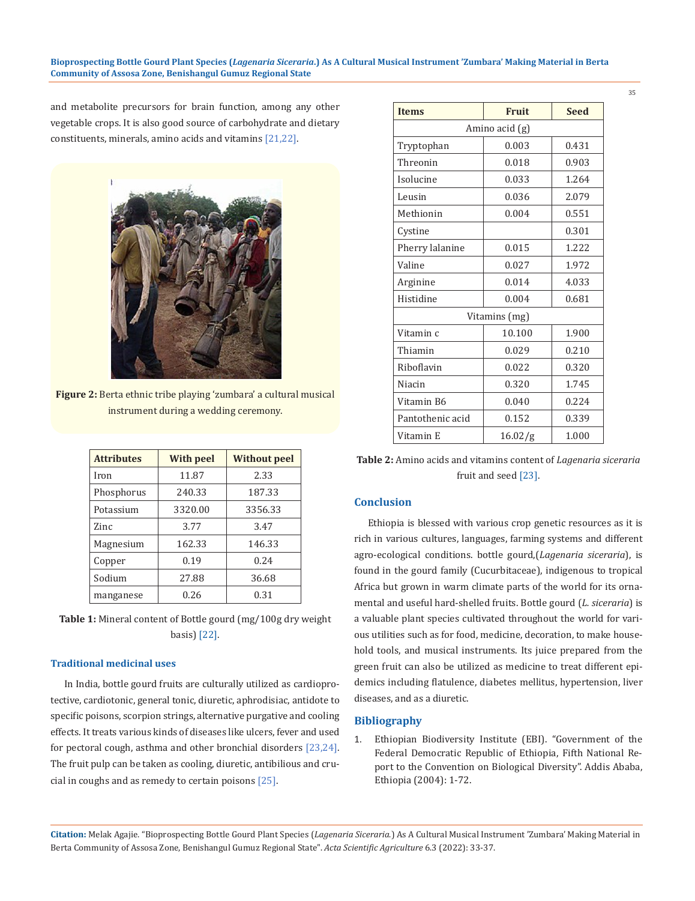and metabolite precursors for brain function, among any other vegetable crops. It is also good source of carbohydrate and dietary constituents, minerals, amino acids and vitamins [21,22].

**Figure 2:** Berta ethnic tribe playing 'zumbara' a cultural musical instrument during a wedding ceremony.

| Attributes | With peel | Without peel |
|---|---|---|
| Iron | 11.87 | 2.33 |
| Phosphorus | 240.33 | 187.33 |
| Potassium | 3320.00 | 3356.33 |
| Zinc | 3.77 | 3.47 |
| Magnesium | 162.33 | 146.33 |
| Copper | 0.19 | 0.24 |
| Sodium | 27.88 | 36.68 |
| manganese | 0.26 | 0.31 |

**Table 1:** Mineral content of Bottle gourd (mg/100g dry weight basis) [22].

### Traditional medicinal uses

In India, bottle gourd fruits are culturally utilized as cardioprotective, cardiotonic, general tonic, diuretic, aphrodisiac, antidote to specific poisons, scorpion strings, alternative purgative and cooling effects. It treats various kinds of diseases like ulcers, fever and used for pectoral cough, asthma and other bronchial disorders [23,24]. The fruit pulp can be taken as cooling, diuretic, antibilious and crucial in coughs and as remedy to certain poisons [25].

| Items | Fruit | Seed |
|---|---|---|
| Amino acid (g) | | |
| Tryptophan | 0.003 | 0.431 |
| Threonin | 0.018 | 0.903 |
| Isolucine | 0.033 | 1.264 |
| Leusin | 0.036 | 2.079 |
| Methionin | 0.004 | 0.551 |
| Cystine | | 0.301 |
| Pherry lalanine | 0.015 | 1.222 |
| Valine | 0.027 | 1.972 |
| Arginine | 0.014 | 4.033 |
| Histidine | 0.004 | 0.681 |
| Vitamins (mg) | | |
| Vitamin c | 10.100 | 1.900 |
| Thiamin | 0.029 | 0.210 |
| Riboflavin | 0.022 | 0.320 |
| Niacin | 0.320 | 1.745 |
| Vitamin B6 | 0.040 | 0.224 |
| Pantothenic acid | 0.152 | 0.339 |
| Vitamin E | 16.02/g | 1.000 |

**Table 2:** Amino acids and vitamins content of *Lagenaria siceraria* fruit and seed [23].

## Conclusion

Ethiopia is blessed with various crop genetic resources as it is rich in various cultures, languages, farming systems and different agro-ecological conditions. bottle gourd,(*Lagenaria siceraria*), is found in the gourd family (Cucurbitaceae), indigenous to tropical Africa but grown in warm climate parts of the world for its ornamental and useful hard-shelled fruits. Bottle gourd (*L. siceraria*) is a valuable plant species cultivated throughout the world for various utilities such as for food, medicine, decoration, to make household tools, and musical instruments. Its juice prepared from the green fruit can also be utilized as medicine to treat different epidemics including flatulence, diabetes mellitus, hypertension, liver diseases, and as a diuretic.

## Bibliography

1. Ethiopian Biodiversity Institute (EBI). "Government of the Federal Democratic Republic of Ethiopia, Fifth National Report to the Convention on Biological Diversity". Addis Ababa, Ethiopia (2004): 1-72.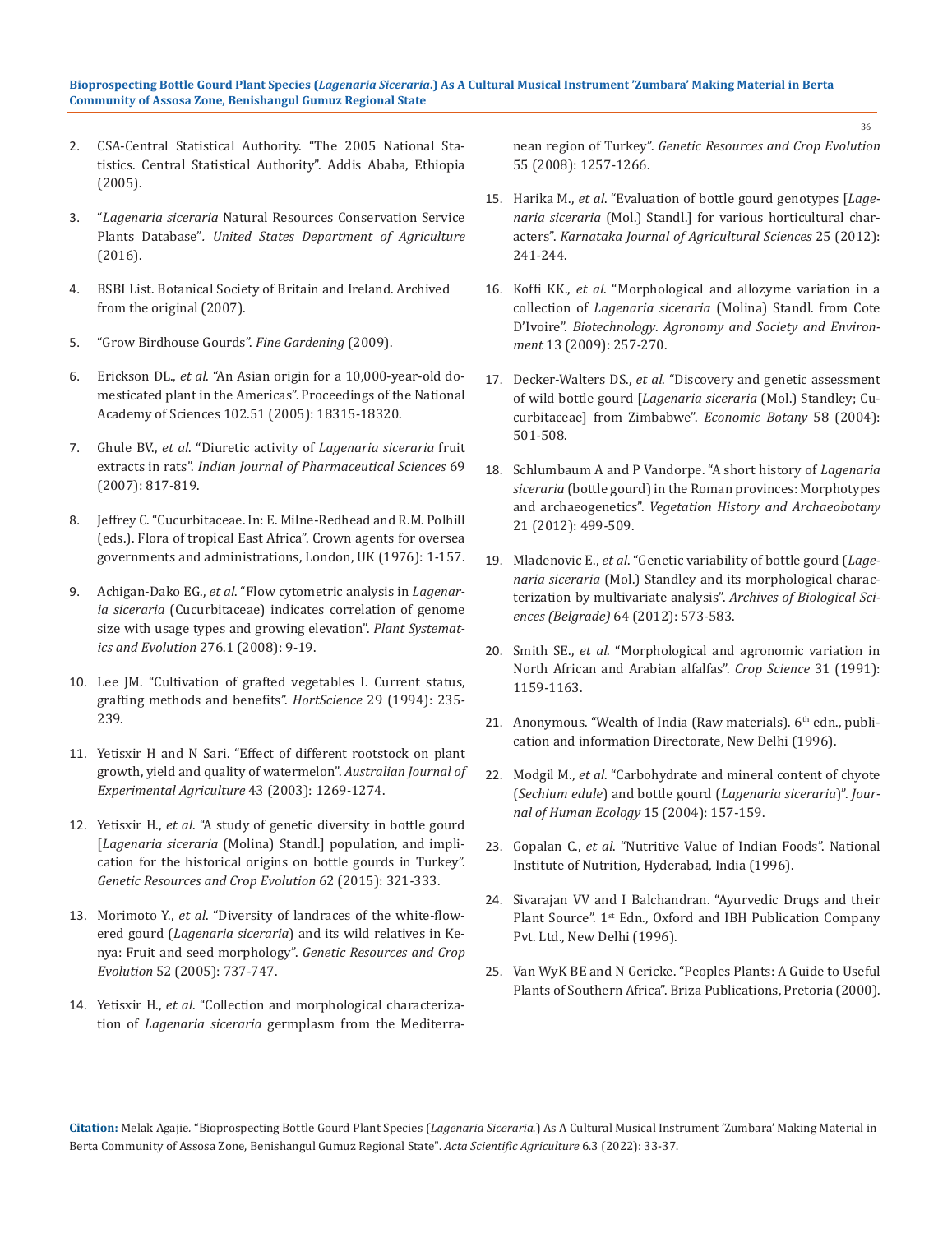2. CSA-Central Statistical Authority. "The 2005 National Statistics. Central Statistical Authority". Addis Ababa, Ethiopia (2005).

3. "*Lagenaria siceraria* Natural Resources Conservation Service Plants Database". *United States Department of Agriculture* (2016).

4. BSBI List. Botanical Society of Britain and Ireland. Archived from the original (2007).

5. "Grow Birdhouse Gourds". *Fine Gardening* (2009).

6. Erickson DL., *et al*. "An Asian origin for a 10,000-year-old domesticated plant in the Americas". Proceedings of the National Academy of Sciences 102.51 (2005): 18315-18320.

7. Ghule BV., *et al*. "Diuretic activity of *Lagenaria siceraria* fruit extracts in rats". *Indian Journal of Pharmaceutical Sciences* 69 (2007): 817-819.

8. Jeffrey C. "Cucurbitaceae. In: E. Milne-Redhead and R.M. Polhill (eds.). Flora of tropical East Africa". Crown agents for oversea governments and administrations, London, UK (1976): 1-157.

9. Achigan-Dako EG., *et al*. "Flow cytometric analysis in *Lagenaria siceraria* (Cucurbitaceae) indicates correlation of genome size with usage types and growing elevation". *Plant Systematics and Evolution* 276.1 (2008): 9-19.

10. Lee JM. "Cultivation of grafted vegetables I. Current status, grafting methods and benefits". *HortScience* 29 (1994): 235-239.

11. Yetisxir H and N Sari. "Effect of different rootstock on plant growth, yield and quality of watermelon". *Australian Journal of Experimental Agriculture* 43 (2003): 1269-1274.

12. Yetisxir H., *et al*. "A study of genetic diversity in bottle gourd [*Lagenaria siceraria* (Molina) Standl.] population, and implication for the historical origins on bottle gourds in Turkey". *Genetic Resources and Crop Evolution* 62 (2015): 321-333.

13. Morimoto Y., *et al*. "Diversity of landraces of the white-flowered gourd (*Lagenaria siceraria*) and its wild relatives in Kenya: Fruit and seed morphology". *Genetic Resources and Crop Evolution* 52 (2005): 737-747.

14. Yetisxir H., *et al*. "Collection and morphological characterization of *Lagenaria siceraria* germplasm from the Mediterranean region of Turkey". *Genetic Resources and Crop Evolution* 55 (2008): 1257-1266.

15. Harika M., *et al*. "Evaluation of bottle gourd genotypes [*Lagenaria siceraria* (Mol.) Standl.] for various horticultural characters". *Karnataka Journal of Agricultural Sciences* 25 (2012): 241-244.

16. Koffi KK., *et al*. "Morphological and allozyme variation in a collection of *Lagenaria siceraria* (Molina) Standl. from Cote D'Ivoire". *Biotechnology. Agronomy and Society and Environment* 13 (2009): 257-270.

17. Decker-Walters DS., *et al*. "Discovery and genetic assessment of wild bottle gourd [*Lagenaria siceraria* (Mol.) Standley; Cucurbitaceae] from Zimbabwe". *Economic Botany* 58 (2004): 501-508.

18. Schlumbaum A and P Vandorpe. "A short history of *Lagenaria siceraria* (bottle gourd) in the Roman provinces: Morphotypes and archaeogenetics". *Vegetation History and Archaeobotany* 21 (2012): 499-509.

19. Mladenovic E., *et al*. "Genetic variability of bottle gourd (*Lagenaria siceraria* (Mol.) Standley and its morphological characterization by multivariate analysis". *Archives of Biological Sciences (Belgrade)* 64 (2012): 573-583.

20. Smith SE., *et al*. "Morphological and agronomic variation in North African and Arabian alfalfas". *Crop Science* 31 (1991): 1159-1163.

21. Anonymous. "Wealth of India (Raw materials). 6th edn., publication and information Directorate, New Delhi (1996).

22. Modgil M., *et al*. "Carbohydrate and mineral content of chyote (*Sechium edule*) and bottle gourd (*Lagenaria siceraria*)". *Journal of Human Ecology* 15 (2004): 157-159.

23. Gopalan C., *et al*. "Nutritive Value of Indian Foods". National Institute of Nutrition, Hyderabad, India (1996).

24. Sivarajan VV and I Balchandran. "Ayurvedic Drugs and their Plant Source". 1st Edn., Oxford and IBH Publication Company Pvt. Ltd., New Delhi (1996).

25. Van WyK BE and N Gericke. "Peoples Plants: A Guide to Useful Plants of Southern Africa". Briza Publications, Pretoria (2000).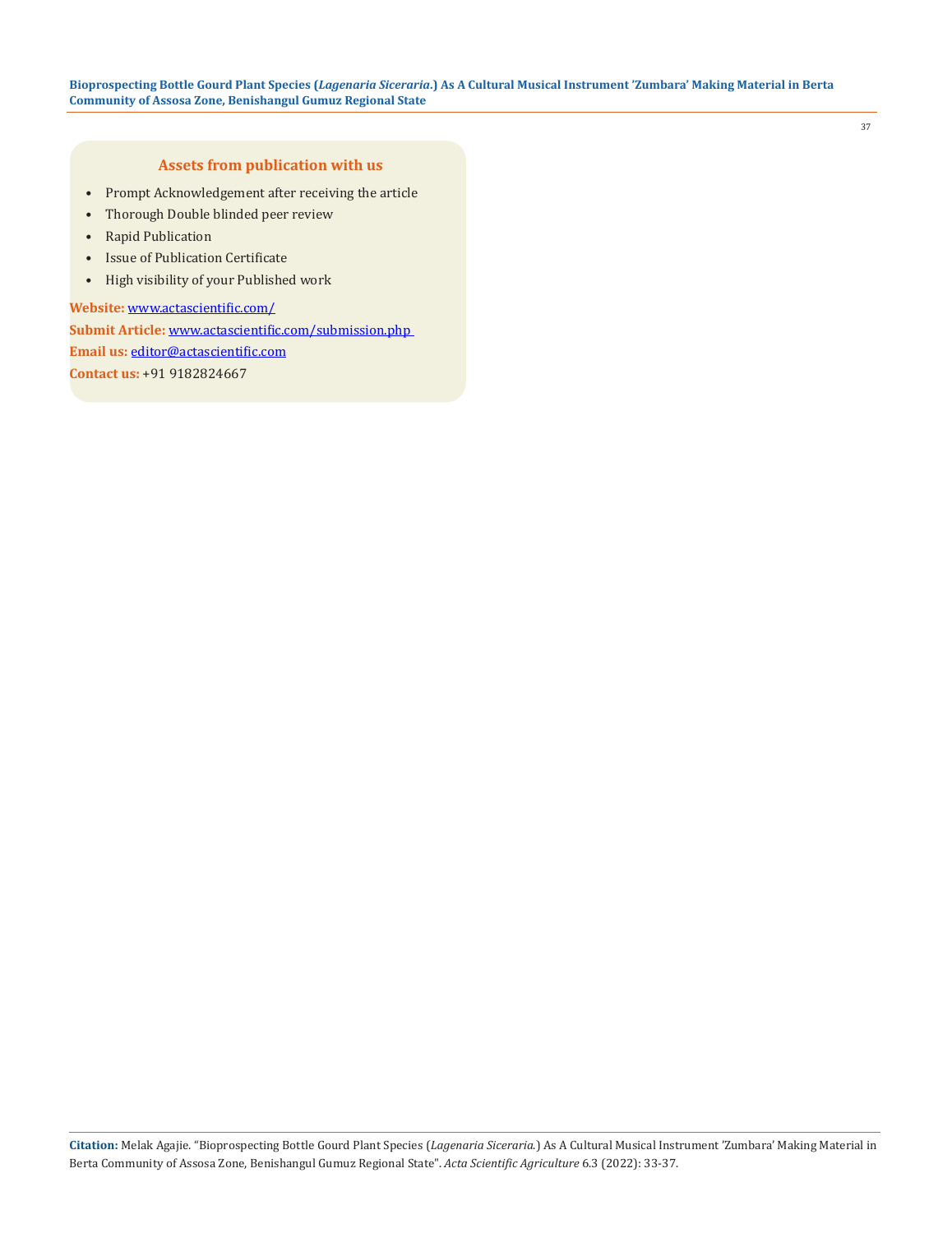### Assets from publication with us

- Prompt Acknowledgement after receiving the article
- Thorough Double blinded peer review
- Rapid Publication
- Issue of Publication Certificate
- High visibility of your Published work

**Website:** www.actascientific.com/

**Submit Article:** www.actascientific.com/submission.php

**Email us:** editor@actascientific.com

**Contact us:** +91 9182824667